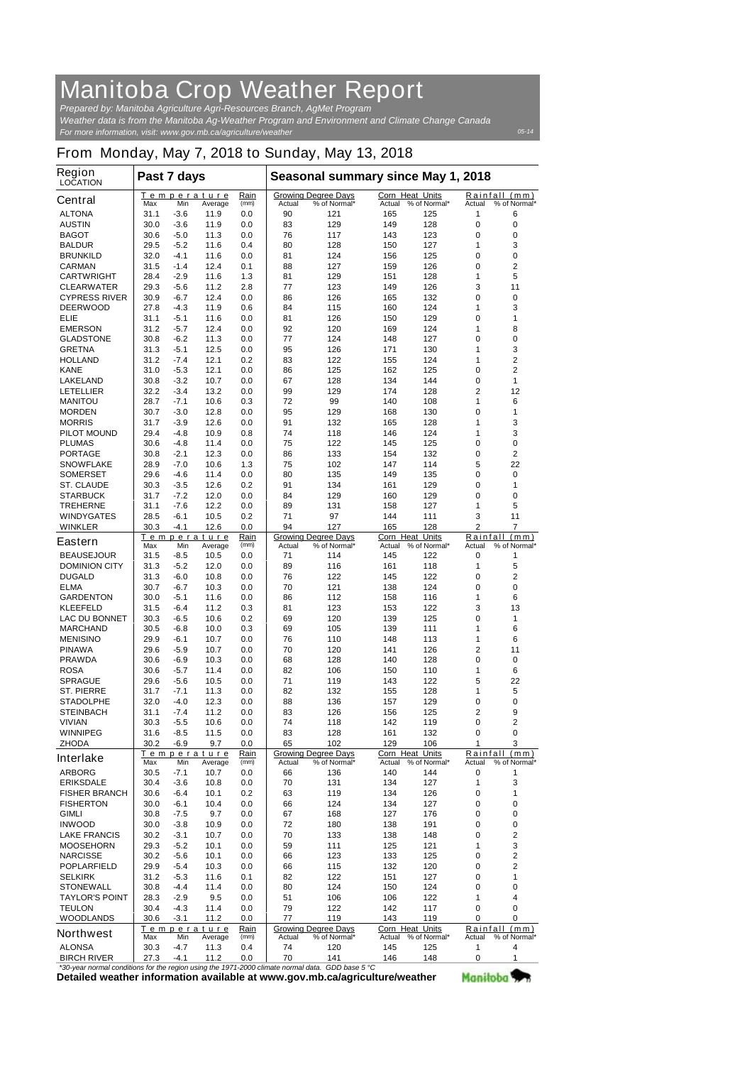# Manitoba Crop Weather Report

*Prepared by: Manitoba Agriculture Agri-Resources Branch, AgMet Program*
*Weather data is from the Manitoba Ag-Weather Program and Environment and Climate Change Canada*
*For more information, visit: www.gov.mb.ca/agriculture/weather*

05-14

## From Monday, May 7, 2018 to Sunday, May 13, 2018

| Region LOCATION | Past 7 days | | | | Seasonal summary since May 1, 2018 | | | | | |
|---|---|---|---|---|---|---|---|---|---|---|
| | Temperature | | | Rain | Growing Degree Days | | Corn Heat Units | | Rainfall (mm) | |
| **Central** | Max | Min | Average | (mm) | Actual | % of Normal* | Actual | % of Normal* | Actual | % of Normal* |
| ALTONA | 31.1 | -3.6 | 11.9 | 0.0 | 90 | 121 | 165 | 125 | 1 | 6 |
| AUSTIN | 30.0 | -3.6 | 11.9 | 0.0 | 83 | 129 | 149 | 128 | 0 | 0 |
| BAGOT | 30.6 | -5.0 | 11.3 | 0.0 | 76 | 117 | 143 | 123 | 0 | 0 |
| BALDUR | 29.5 | -5.2 | 11.6 | 0.4 | 80 | 128 | 150 | 127 | 1 | 3 |
| BRUNKILD | 32.0 | -4.1 | 11.6 | 0.0 | 81 | 124 | 156 | 125 | 0 | 0 |
| CARMAN | 31.5 | -1.4 | 12.4 | 0.1 | 88 | 127 | 159 | 126 | 0 | 2 |
| CARTWRIGHT | 28.4 | -2.9 | 11.6 | 1.3 | 81 | 129 | 151 | 128 | 1 | 5 |
| CLEARWATER | 29.3 | -5.6 | 11.2 | 2.8 | 77 | 123 | 149 | 126 | 3 | 11 |
| CYPRESS RIVER | 30.9 | -6.7 | 12.4 | 0.0 | 86 | 126 | 165 | 132 | 0 | 0 |
| DEERWOOD | 27.8 | -4.3 | 11.9 | 0.6 | 84 | 115 | 160 | 124 | 1 | 3 |
| ELIE | 31.1 | -5.1 | 11.6 | 0.0 | 81 | 126 | 150 | 129 | 0 | 1 |
| EMERSON | 31.2 | -5.7 | 12.4 | 0.0 | 92 | 120 | 169 | 124 | 1 | 8 |
| GLADSTONE | 30.8 | -6.2 | 11.3 | 0.0 | 77 | 124 | 148 | 127 | 0 | 0 |
| GRETNA | 31.3 | -5.1 | 12.5 | 0.0 | 95 | 126 | 171 | 130 | 1 | 3 |
| HOLLAND | 31.2 | -7.4 | 12.1 | 0.2 | 83 | 122 | 155 | 124 | 1 | 2 |
| KANE | 31.0 | -5.3 | 12.1 | 0.0 | 86 | 125 | 162 | 125 | 0 | 2 |
| LAKELAND | 30.8 | -3.2 | 10.7 | 0.0 | 67 | 128 | 134 | 144 | 0 | 1 |
| LETELLIER | 32.2 | -3.4 | 13.2 | 0.0 | 99 | 129 | 174 | 128 | 2 | 12 |
| MANITOU | 28.7 | -7.1 | 10.6 | 0.3 | 72 | 99 | 140 | 108 | 1 | 6 |
| MORDEN | 30.7 | -3.0 | 12.8 | 0.0 | 95 | 129 | 168 | 130 | 0 | 1 |
| MORRIS | 31.7 | -3.9 | 12.6 | 0.0 | 91 | 132 | 165 | 128 | 1 | 3 |
| PILOT MOUND | 29.4 | -4.8 | 10.9 | 0.8 | 74 | 118 | 146 | 124 | 1 | 3 |
| PLUMAS | 30.6 | -4.8 | 11.4 | 0.0 | 75 | 122 | 145 | 125 | 0 | 0 |
| PORTAGE | 30.8 | -2.1 | 12.3 | 0.0 | 86 | 133 | 154 | 132 | 0 | 2 |
| SNOWFLAKE | 28.9 | -7.0 | 10.6 | 1.3 | 75 | 102 | 147 | 114 | 5 | 22 |
| SOMERSET | 29.6 | -4.6 | 11.4 | 0.0 | 80 | 135 | 149 | 135 | 0 | 0 |
| ST. CLAUDE | 30.3 | -3.5 | 12.6 | 0.2 | 91 | 134 | 161 | 129 | 0 | 1 |
| STARBUCK | 31.7 | -7.2 | 12.0 | 0.0 | 84 | 129 | 160 | 129 | 0 | 0 |
| TREHERNE | 31.1 | -7.6 | 12.2 | 0.0 | 89 | 131 | 158 | 127 | 1 | 5 |
| WINDYGATES | 28.5 | -6.1 | 10.5 | 0.2 | 71 | 97 | 144 | 111 | 3 | 11 |
| WINKLER | 30.3 | -4.1 | 12.6 | 0.0 | 94 | 127 | 165 | 128 | 2 | 7 |
| | Temperature | | | Rain | Growing Degree Days | | Corn Heat Units | | Rainfall (mm) | |
| **Eastern** | Max | Min | Average | (mm) | Actual | % of Normal* | Actual | % of Normal* | Actual | % of Normal* |
| BEAUSEJOUR | 31.5 | -8.5 | 10.5 | 0.0 | 71 | 114 | 145 | 122 | 0 | 1 |
| DOMINION CITY | 31.3 | -5.2 | 12.0 | 0.0 | 89 | 116 | 161 | 118 | 1 | 5 |
| DUGALD | 31.3 | -6.0 | 10.8 | 0.0 | 76 | 122 | 145 | 122 | 0 | 2 |
| ELMA | 30.7 | -6.7 | 10.3 | 0.0 | 70 | 121 | 138 | 124 | 0 | 0 |
| GARDENTON | 30.0 | -5.1 | 11.6 | 0.0 | 86 | 112 | 158 | 116 | 1 | 6 |
| KLEEFELD | 31.5 | -6.4 | 11.2 | 0.3 | 81 | 123 | 153 | 122 | 3 | 13 |
| LAC DU BONNET | 30.3 | -6.5 | 10.6 | 0.2 | 69 | 120 | 139 | 125 | 0 | 1 |
| MARCHAND | 30.5 | -6.8 | 10.0 | 0.3 | 69 | 105 | 139 | 111 | 1 | 6 |
| MENISINO | 29.9 | -6.1 | 10.7 | 0.0 | 76 | 110 | 148 | 113 | 1 | 6 |
| PINAWA | 29.6 | -5.9 | 10.7 | 0.0 | 70 | 120 | 141 | 126 | 2 | 11 |
| PRAWDA | 30.6 | -6.9 | 10.3 | 0.0 | 68 | 128 | 140 | 128 | 0 | 0 |
| ROSA | 30.6 | -5.7 | 11.4 | 0.0 | 82 | 106 | 150 | 110 | 1 | 6 |
| SPRAGUE | 29.6 | -5.6 | 10.5 | 0.0 | 71 | 119 | 143 | 122 | 5 | 22 |
| ST. PIERRE | 31.7 | -7.1 | 11.3 | 0.0 | 82 | 132 | 155 | 128 | 1 | 5 |
| STADOLPHE | 32.0 | -4.0 | 12.3 | 0.0 | 88 | 136 | 157 | 129 | 0 | 0 |
| STEINBACH | 31.1 | -7.4 | 11.2 | 0.0 | 83 | 126 | 156 | 125 | 2 | 9 |
| VIVIAN | 30.3 | -5.5 | 10.6 | 0.0 | 74 | 118 | 142 | 119 | 0 | 2 |
| WINNIPEG | 31.6 | -8.5 | 11.5 | 0.0 | 83 | 128 | 161 | 132 | 0 | 0 |
| ZHODA | 30.2 | -6.9 | 9.7 | 0.0 | 65 | 102 | 129 | 106 | 1 | 3 |
| | Temperature | | | Rain | Growing Degree Days | | Corn Heat Units | | Rainfall (mm) | |
| **Interlake** | Max | Min | Average | (mm) | Actual | % of Normal* | Actual | % of Normal* | Actual | % of Normal* |
| ARBORG | 30.5 | -7.1 | 10.7 | 0.0 | 66 | 136 | 140 | 144 | 0 | 1 |
| ERIKSDALE | 30.4 | -3.6 | 10.8 | 0.0 | 70 | 131 | 134 | 127 | 1 | 3 |
| FISHER BRANCH | 30.6 | -6.4 | 10.1 | 0.2 | 63 | 119 | 134 | 126 | 0 | 1 |
| FISHERTON | 30.0 | -6.1 | 10.4 | 0.0 | 66 | 124 | 134 | 127 | 0 | 0 |
| GIMLI | 30.8 | -7.5 | 9.7 | 0.0 | 67 | 168 | 127 | 176 | 0 | 0 |
| INWOOD | 30.0 | -3.8 | 10.9 | 0.0 | 72 | 180 | 138 | 191 | 0 | 0 |
| LAKE FRANCIS | 30.2 | -3.1 | 10.7 | 0.0 | 70 | 133 | 138 | 148 | 0 | 2 |
| MOOSEHORN | 29.3 | -5.2 | 10.1 | 0.0 | 59 | 111 | 125 | 121 | 1 | 3 |
| NARCISSE | 30.2 | -5.6 | 10.1 | 0.0 | 66 | 123 | 133 | 125 | 0 | 2 |
| POPLARFIELD | 29.9 | -5.4 | 10.3 | 0.0 | 66 | 115 | 132 | 120 | 0 | 2 |
| SELKIRK | 31.2 | -5.3 | 11.6 | 0.1 | 82 | 122 | 151 | 127 | 0 | 1 |
| STONEWALL | 30.8 | -4.4 | 11.4 | 0.0 | 80 | 124 | 150 | 124 | 0 | 0 |
| TAYLOR'S POINT | 28.3 | -2.9 | 9.5 | 0.0 | 51 | 106 | 106 | 122 | 1 | 4 |
| TEULON | 30.4 | -4.3 | 11.4 | 0.0 | 79 | 122 | 142 | 117 | 0 | 0 |
| WOODLANDS | 30.6 | -3.1 | 11.2 | 0.0 | 77 | 119 | 143 | 119 | 0 | 0 |
| | Temperature | | | Rain | Growing Degree Days | | Corn Heat Units | | Rainfall (mm) | |
| **Northwest** | Max | Min | Average | (mm) | Actual | % of Normal* | Actual | % of Normal* | Actual | % of Normal* |
| ALONSA | 30.3 | -4.7 | 11.3 | 0.4 | 74 | 120 | 145 | 125 | 1 | 4 |
| BIRCH RIVER | 27.3 | -4.1 | 11.2 | 0.0 | 70 | 141 | 146 | 148 | 0 | 1 |

*\*30-year normal conditions for the region using the 1971-2000 climate normal data. GDD base 5 °C*

**Detailed weather information available at www.gov.mb.ca/agriculture/weather**

Manitoba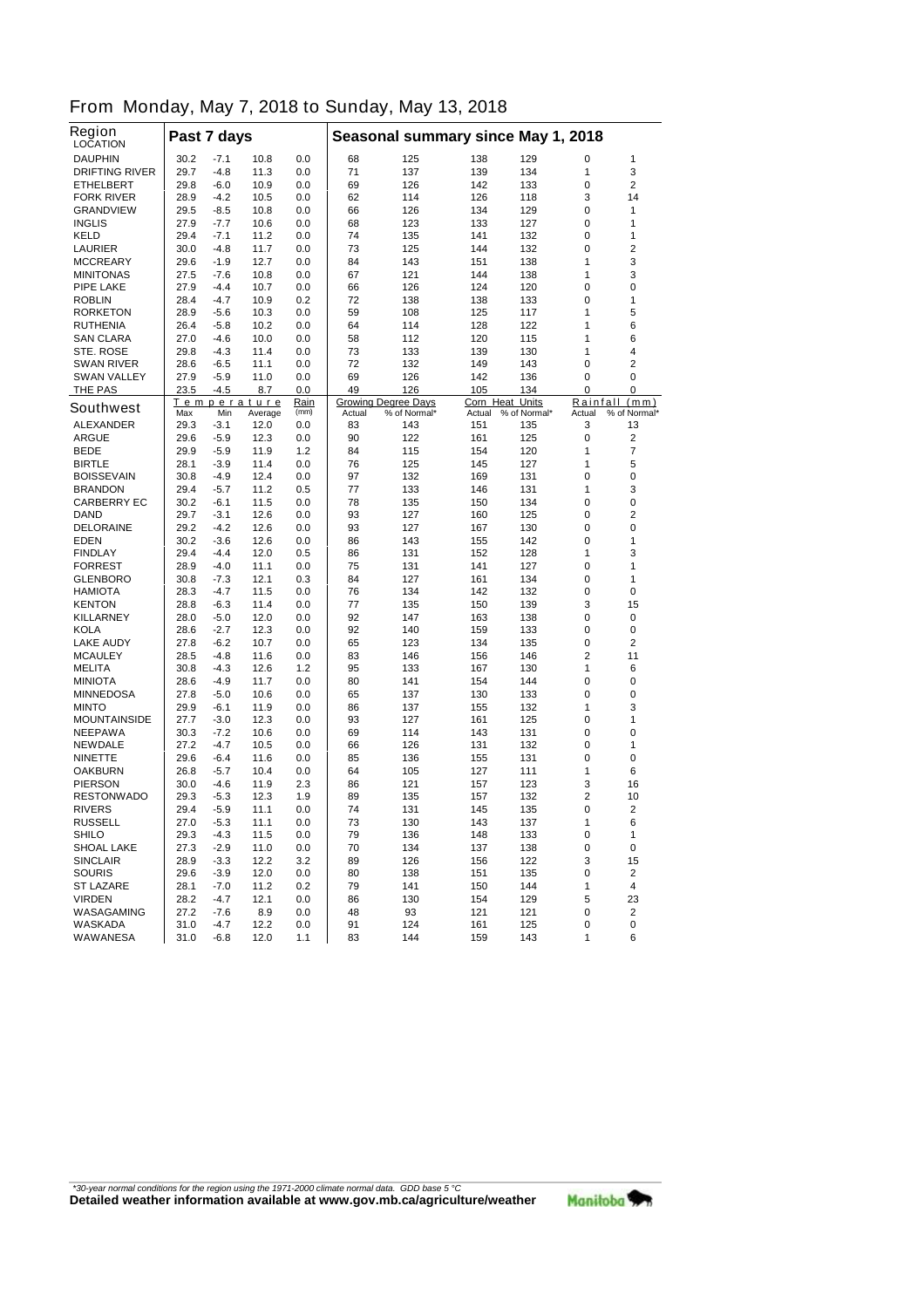# From Monday, May 7, 2018 to Sunday, May 13, 2018

| Region LOCATION | Past 7 days | | | | Seasonal summary since May 1, 2018 | | | | | |
|---|---|---|---|---|---|---|---|---|---|---|
| DAUPHIN | 30.2 | -7.1 | 10.8 | 0.0 | 68 | 125 | 138 | 129 | 0 | 1 |
| DRIFTING RIVER | 29.7 | -4.8 | 11.3 | 0.0 | 71 | 137 | 139 | 134 | 1 | 3 |
| ETHELBERT | 29.8 | -6.0 | 10.9 | 0.0 | 69 | 126 | 142 | 133 | 0 | 2 |
| FORK RIVER | 28.9 | -4.2 | 10.5 | 0.0 | 62 | 114 | 126 | 118 | 3 | 14 |
| GRANDVIEW | 29.5 | -8.5 | 10.8 | 0.0 | 66 | 126 | 134 | 129 | 0 | 1 |
| INGLIS | 27.9 | -7.7 | 10.6 | 0.0 | 68 | 123 | 133 | 127 | 0 | 1 |
| KELD | 29.4 | -7.1 | 11.2 | 0.0 | 74 | 135 | 141 | 132 | 0 | 1 |
| LAURIER | 30.0 | -4.8 | 11.7 | 0.0 | 73 | 125 | 144 | 132 | 0 | 2 |
| MCCREARY | 29.6 | -1.9 | 12.7 | 0.0 | 84 | 143 | 151 | 138 | 1 | 3 |
| MINITONAS | 27.5 | -7.6 | 10.8 | 0.0 | 67 | 121 | 144 | 138 | 1 | 3 |
| PIPE LAKE | 27.9 | -4.4 | 10.7 | 0.0 | 66 | 126 | 124 | 120 | 0 | 0 |
| ROBLIN | 28.4 | -4.7 | 10.9 | 0.2 | 72 | 138 | 138 | 133 | 0 | 1 |
| RORKETON | 28.9 | -5.6 | 10.3 | 0.0 | 59 | 108 | 125 | 117 | 1 | 5 |
| RUTHENIA | 26.4 | -5.8 | 10.2 | 0.0 | 64 | 114 | 128 | 122 | 1 | 6 |
| SAN CLARA | 27.0 | -4.6 | 10.0 | 0.0 | 58 | 112 | 120 | 115 | 1 | 6 |
| STE. ROSE | 29.8 | -4.3 | 11.4 | 0.0 | 73 | 133 | 139 | 130 | 1 | 4 |
| SWAN RIVER | 28.6 | -6.5 | 11.1 | 0.0 | 72 | 132 | 149 | 143 | 0 | 2 |
| SWAN VALLEY | 27.9 | -5.9 | 11.0 | 0.0 | 69 | 126 | 142 | 136 | 0 | 0 |
| THE PAS | 23.5 | -4.5 | 8.7 | 0.0 | 49 | 126 | 105 | 134 | 0 | 0 |
| **Southwest** | Temperature Max | Min | Average | Rain (mm) | Growing Degree Days Actual | % of Normal* | Corn Heat Units Actual | % of Normal* | Rainfall (mm) Actual | % of Normal* |
| ALEXANDER | 29.3 | -3.1 | 12.0 | 0.0 | 83 | 143 | 151 | 135 | 3 | 13 |
| ARGUE | 29.6 | -5.9 | 12.3 | 0.0 | 90 | 122 | 161 | 125 | 0 | 2 |
| BEDE | 29.9 | -5.9 | 11.9 | 1.2 | 84 | 115 | 154 | 120 | 1 | 7 |
| BIRTLE | 28.1 | -3.9 | 11.4 | 0.0 | 76 | 125 | 145 | 127 | 1 | 5 |
| BOISSEVAIN | 30.8 | -4.9 | 12.4 | 0.0 | 97 | 132 | 169 | 131 | 0 | 0 |
| BRANDON | 29.4 | -5.7 | 11.2 | 0.5 | 77 | 133 | 146 | 131 | 1 | 3 |
| CARBERRY EC | 30.2 | -6.1 | 11.5 | 0.0 | 78 | 135 | 150 | 134 | 0 | 0 |
| DAND | 29.7 | -3.1 | 12.6 | 0.0 | 93 | 127 | 160 | 125 | 0 | 2 |
| DELORAINE | 29.2 | -4.2 | 12.6 | 0.0 | 93 | 127 | 167 | 130 | 0 | 0 |
| EDEN | 30.2 | -3.6 | 12.6 | 0.0 | 86 | 143 | 155 | 142 | 0 | 1 |
| FINDLAY | 29.4 | -4.4 | 12.0 | 0.5 | 86 | 131 | 152 | 128 | 1 | 3 |
| FORREST | 28.9 | -4.0 | 11.1 | 0.0 | 75 | 131 | 141 | 127 | 0 | 1 |
| GLENBORO | 30.8 | -7.3 | 12.1 | 0.3 | 84 | 127 | 161 | 134 | 0 | 1 |
| HAMIOTA | 28.3 | -4.7 | 11.5 | 0.0 | 76 | 134 | 142 | 132 | 0 | 0 |
| KENTON | 28.8 | -6.3 | 11.4 | 0.0 | 77 | 135 | 150 | 139 | 3 | 15 |
| KILLARNEY | 28.0 | -5.0 | 12.0 | 0.0 | 92 | 147 | 163 | 138 | 0 | 0 |
| KOLA | 28.6 | -2.7 | 12.3 | 0.0 | 92 | 140 | 159 | 133 | 0 | 0 |
| LAKE AUDY | 27.8 | -6.2 | 10.7 | 0.0 | 65 | 123 | 134 | 135 | 0 | 2 |
| MCAULEY | 28.5 | -4.8 | 11.6 | 0.0 | 83 | 146 | 156 | 146 | 2 | 11 |
| MELITA | 30.8 | -4.3 | 12.6 | 1.2 | 95 | 133 | 167 | 130 | 1 | 6 |
| MINIOTA | 28.6 | -4.9 | 11.7 | 0.0 | 80 | 141 | 154 | 144 | 0 | 0 |
| MINNEDOSA | 27.8 | -5.0 | 10.6 | 0.0 | 65 | 137 | 130 | 133 | 0 | 0 |
| MINTO | 29.9 | -6.1 | 11.9 | 0.0 | 86 | 137 | 155 | 132 | 1 | 3 |
| MOUNTAINSIDE | 27.7 | -3.0 | 12.3 | 0.0 | 93 | 127 | 161 | 125 | 0 | 1 |
| NEEPAWA | 30.3 | -7.2 | 10.6 | 0.0 | 69 | 114 | 143 | 131 | 0 | 0 |
| NEWDALE | 27.2 | -4.7 | 10.5 | 0.0 | 66 | 126 | 131 | 132 | 0 | 1 |
| NINETTE | 29.6 | -6.4 | 11.6 | 0.0 | 85 | 136 | 155 | 131 | 0 | 0 |
| OAKBURN | 26.8 | -5.7 | 10.4 | 0.0 | 64 | 105 | 127 | 111 | 1 | 6 |
| PIERSON | 30.0 | -4.6 | 11.9 | 2.3 | 86 | 121 | 157 | 123 | 3 | 16 |
| RESTONWADO | 29.3 | -5.3 | 12.3 | 1.9 | 89 | 135 | 157 | 132 | 2 | 10 |
| RIVERS | 29.4 | -5.9 | 11.1 | 0.0 | 74 | 131 | 145 | 135 | 0 | 2 |
| RUSSELL | 27.0 | -5.3 | 11.1 | 0.0 | 73 | 130 | 143 | 137 | 1 | 6 |
| SHILO | 29.3 | -4.3 | 11.5 | 0.0 | 79 | 136 | 148 | 133 | 0 | 1 |
| SHOAL LAKE | 27.3 | -2.9 | 11.0 | 0.0 | 70 | 134 | 137 | 138 | 0 | 0 |
| SINCLAIR | 28.9 | -3.3 | 12.2 | 3.2 | 89 | 126 | 156 | 122 | 3 | 15 |
| SOURIS | 29.6 | -3.9 | 12.0 | 0.0 | 80 | 138 | 151 | 135 | 0 | 2 |
| ST LAZARE | 28.1 | -7.0 | 11.2 | 0.2 | 79 | 141 | 150 | 144 | 1 | 4 |
| VIRDEN | 28.2 | -4.7 | 12.1 | 0.0 | 86 | 130 | 154 | 129 | 5 | 23 |
| WASAGAMING | 27.2 | -7.6 | 8.9 | 0.0 | 48 | 93 | 121 | 121 | 0 | 2 |
| WASKADA | 31.0 | -4.7 | 12.2 | 0.0 | 91 | 124 | 161 | 125 | 0 | 0 |
| WAWANESA | 31.0 | -6.8 | 12.0 | 1.1 | 83 | 144 | 159 | 143 | 1 | 6 |

*30-year normal conditions for the region using the 1971-2000 climate normal data. GDD base 5 °C

**Detailed weather information available at www.gov.mb.ca/agriculture/weather**

Manitoba